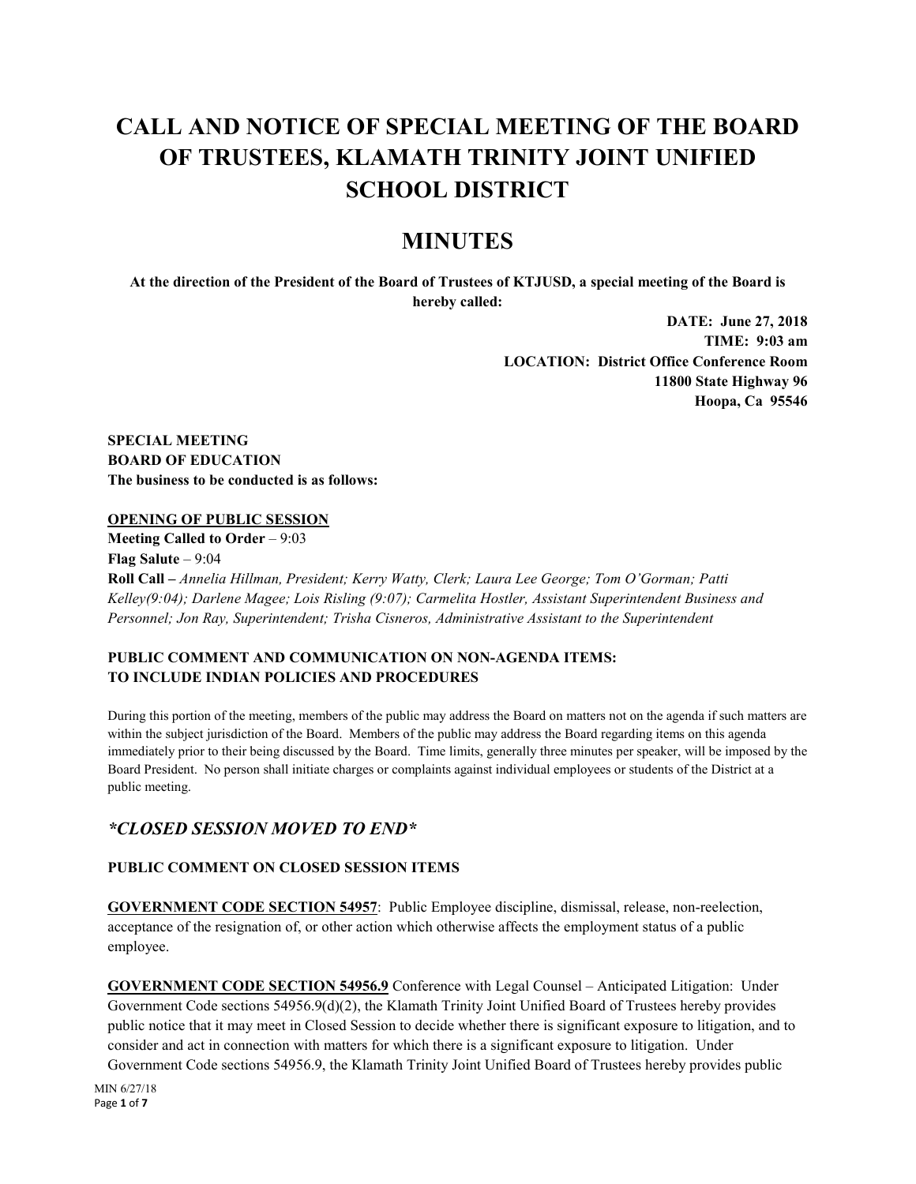# CALL AND NOTICE OF SPECIAL MEETING OF THE BOARD OF TRUSTEES, KLAMATH TRINITY JOINT UNIFIED SCHOOL DISTRICT

# MINUTES

**At the direction of the President of the Board of Trustees of KTJUSD, a special meeting of the Board is hereby called:**

**DATE: June 27, 2018**
**TIME: 9:03 am**
**LOCATION: District Office Conference Room**
**11800 State Highway 96**
**Hoopa, Ca 95546**

**SPECIAL MEETING**
**BOARD OF EDUCATION**
**The business to be conducted is as follows:**

**OPENING OF PUBLIC SESSION**

**Meeting Called to Order** – 9:03
**Flag Salute** – 9:04
**Roll Call** – *Annelia Hillman, President; Kerry Watty, Clerk; Laura Lee George; Tom O'Gorman; Patti Kelley(9:04); Darlene Magee; Lois Risling (9:07); Carmelita Hostler, Assistant Superintendent Business and Personnel; Jon Ray, Superintendent; Trisha Cisneros, Administrative Assistant to the Superintendent*

**PUBLIC COMMENT AND COMMUNICATION ON NON-AGENDA ITEMS: TO INCLUDE INDIAN POLICIES AND PROCEDURES**

During this portion of the meeting, members of the public may address the Board on matters not on the agenda if such matters are within the subject jurisdiction of the Board. Members of the public may address the Board regarding items on this agenda immediately prior to their being discussed by the Board. Time limits, generally three minutes per speaker, will be imposed by the Board President. No person shall initiate charges or complaints against individual employees or students of the District at a public meeting.

## *\*CLOSED SESSION MOVED TO END\**

**PUBLIC COMMENT ON CLOSED SESSION ITEMS**

**GOVERNMENT CODE SECTION 54957**: Public Employee discipline, dismissal, release, non-reelection, acceptance of the resignation of, or other action which otherwise affects the employment status of a public employee.

**GOVERNMENT CODE SECTION 54956.9** Conference with Legal Counsel – Anticipated Litigation: Under Government Code sections 54956.9(d)(2), the Klamath Trinity Joint Unified Board of Trustees hereby provides public notice that it may meet in Closed Session to decide whether there is significant exposure to litigation, and to consider and act in connection with matters for which there is a significant exposure to litigation. Under Government Code sections 54956.9, the Klamath Trinity Joint Unified Board of Trustees hereby provides public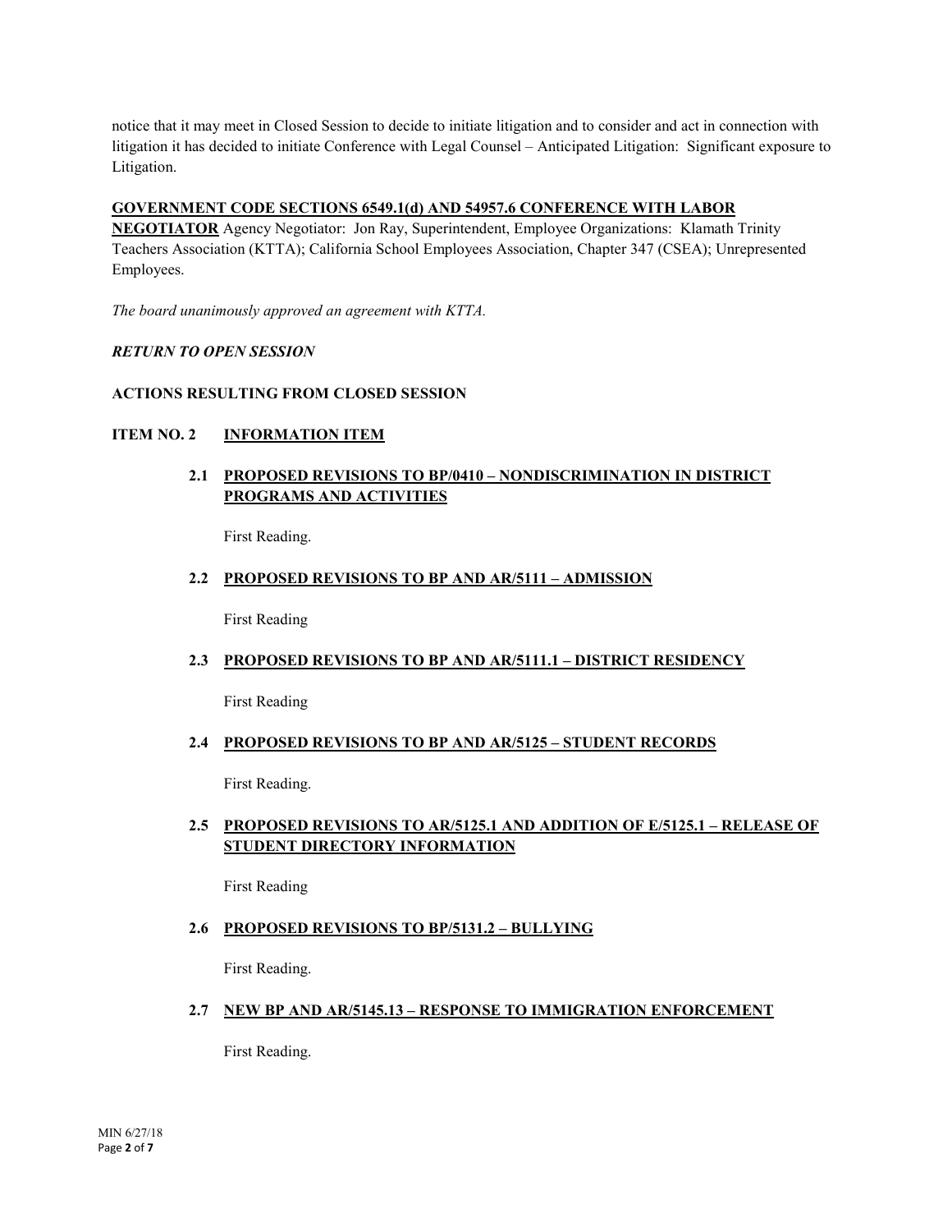notice that it may meet in Closed Session to decide to initiate litigation and to consider and act in connection with litigation it has decided to initiate Conference with Legal Counsel – Anticipated Litigation: Significant exposure to Litigation.

**GOVERNMENT CODE SECTIONS 6549.1(d) AND 54957.6 CONFERENCE WITH LABOR NEGOTIATOR** Agency Negotiator: Jon Ray, Superintendent, Employee Organizations: Klamath Trinity Teachers Association (KTTA); California School Employees Association, Chapter 347 (CSEA); Unrepresented Employees.

*The board unanimously approved an agreement with KTTA.*

***RETURN TO OPEN SESSION***

**ACTIONS RESULTING FROM CLOSED SESSION**

**ITEM NO. 2 INFORMATION ITEM**

**2.1 PROPOSED REVISIONS TO BP/0410 – NONDISCRIMINATION IN DISTRICT PROGRAMS AND ACTIVITIES**

First Reading.

**2.2 PROPOSED REVISIONS TO BP AND AR/5111 – ADMISSION**

First Reading

**2.3 PROPOSED REVISIONS TO BP AND AR/5111.1 – DISTRICT RESIDENCY**

First Reading

**2.4 PROPOSED REVISIONS TO BP AND AR/5125 – STUDENT RECORDS**

First Reading.

**2.5 PROPOSED REVISIONS TO AR/5125.1 AND ADDITION OF E/5125.1 – RELEASE OF STUDENT DIRECTORY INFORMATION**

First Reading

**2.6 PROPOSED REVISIONS TO BP/5131.2 – BULLYING**

First Reading.

**2.7 NEW BP AND AR/5145.13 – RESPONSE TO IMMIGRATION ENFORCEMENT**

First Reading.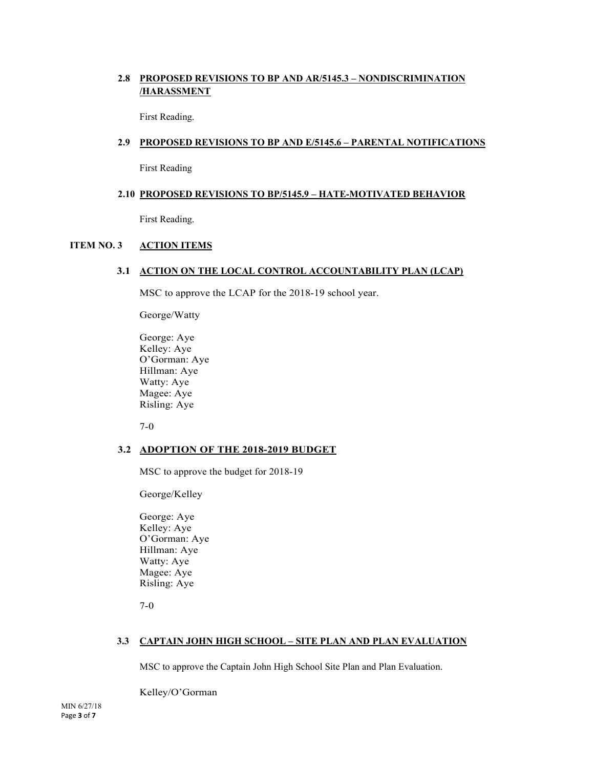### 2.8 PROPOSED REVISIONS TO BP AND AR/5145.3 – NONDISCRIMINATION /HARASSMENT

First Reading.

### 2.9 PROPOSED REVISIONS TO BP AND E/5145.6 – PARENTAL NOTIFICATIONS

First Reading

### 2.10 PROPOSED REVISIONS TO BP/5145.9 – HATE-MOTIVATED BEHAVIOR

First Reading.

## ITEM NO. 3 ACTION ITEMS

### 3.1 ACTION ON THE LOCAL CONTROL ACCOUNTABILITY PLAN (LCAP)

MSC to approve the LCAP for the 2018-19 school year.

George/Watty

George: Aye
Kelley: Aye
O'Gorman: Aye
Hillman: Aye
Watty: Aye
Magee: Aye
Risling: Aye

7-0

### 3.2 ADOPTION OF THE 2018-2019 BUDGET

MSC to approve the budget for 2018-19

George/Kelley

George: Aye
Kelley: Aye
O'Gorman: Aye
Hillman: Aye
Watty: Aye
Magee: Aye
Risling: Aye

7-0

### 3.3 CAPTAIN JOHN HIGH SCHOOL – SITE PLAN AND PLAN EVALUATION

MSC to approve the Captain John High School Site Plan and Plan Evaluation.

Kelley/O'Gorman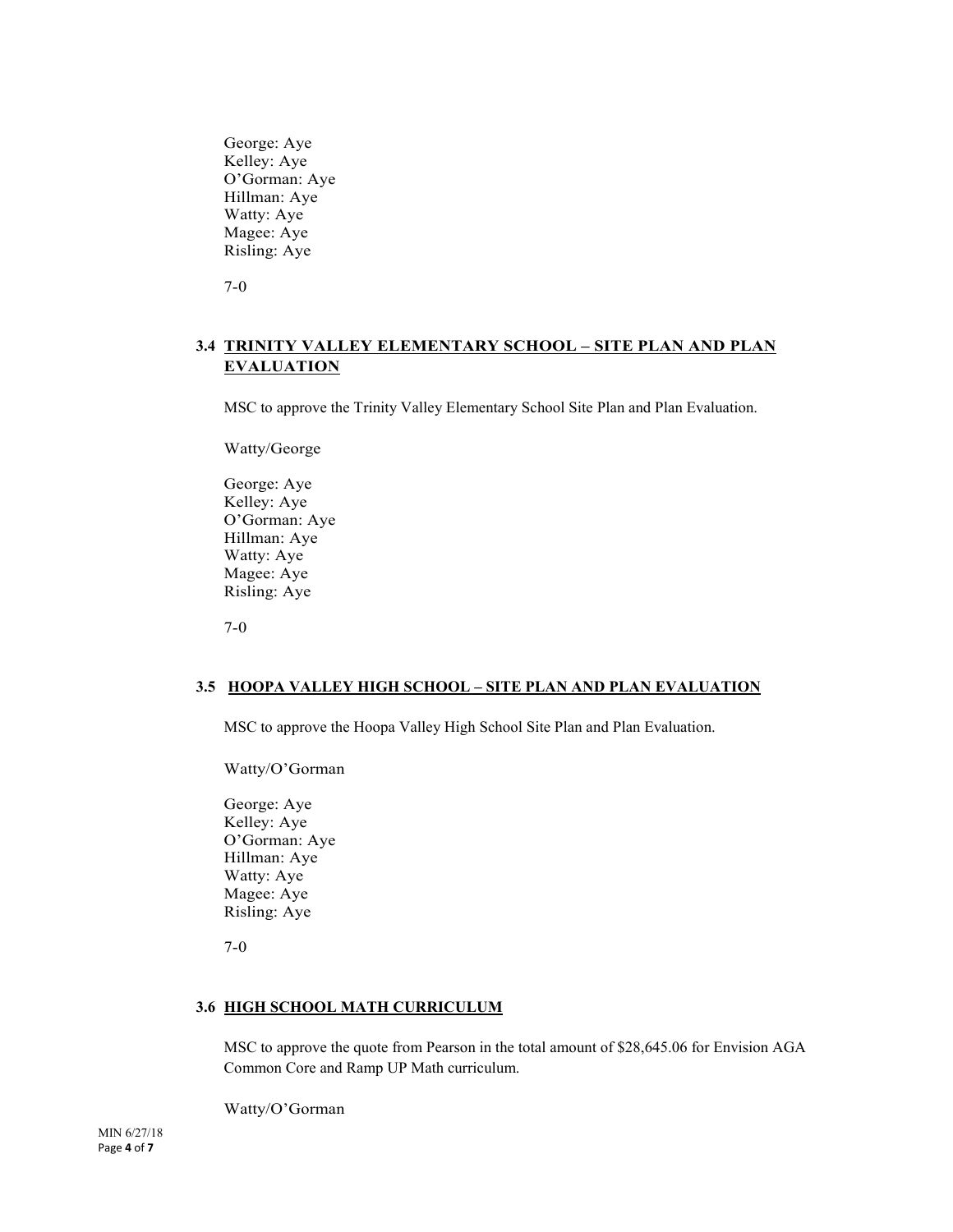George: Aye
Kelley: Aye
O'Gorman: Aye
Hillman: Aye
Watty: Aye
Magee: Aye
Risling: Aye

7-0

### 3.4 TRINITY VALLEY ELEMENTARY SCHOOL – SITE PLAN AND PLAN EVALUATION

MSC to approve the Trinity Valley Elementary School Site Plan and Plan Evaluation.

Watty/George

George: Aye
Kelley: Aye
O'Gorman: Aye
Hillman: Aye
Watty: Aye
Magee: Aye
Risling: Aye

7-0

### 3.5 HOOPA VALLEY HIGH SCHOOL – SITE PLAN AND PLAN EVALUATION

MSC to approve the Hoopa Valley High School Site Plan and Plan Evaluation.

Watty/O'Gorman

George: Aye
Kelley: Aye
O'Gorman: Aye
Hillman: Aye
Watty: Aye
Magee: Aye
Risling: Aye

7-0

### 3.6 HIGH SCHOOL MATH CURRICULUM

MSC to approve the quote from Pearson in the total amount of $28,645.06 for Envision AGA Common Core and Ramp UP Math curriculum.

Watty/O'Gorman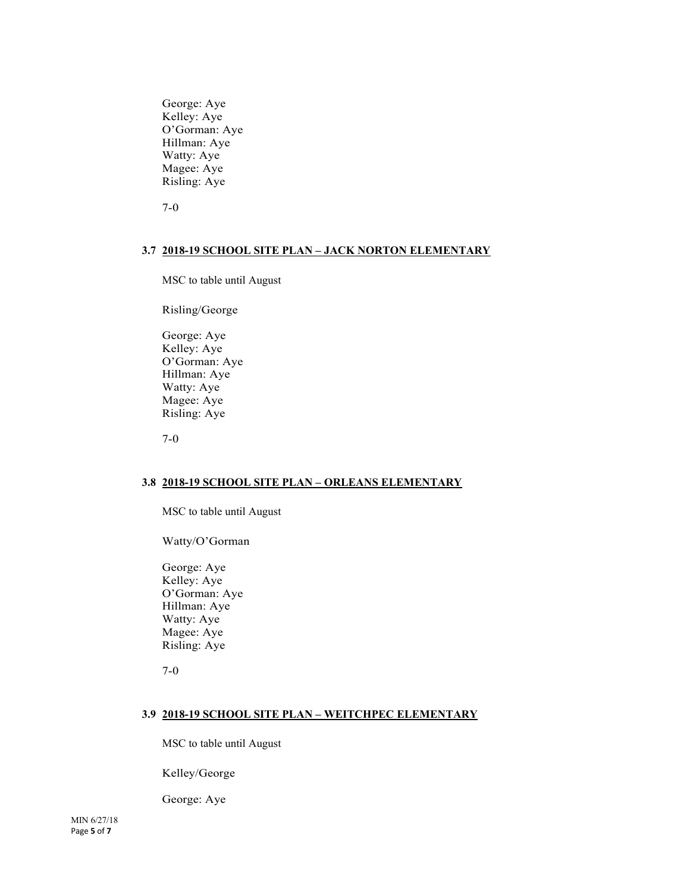George: Aye
Kelley: Aye
O'Gorman: Aye
Hillman: Aye
Watty: Aye
Magee: Aye
Risling: Aye

7-0

### 3.7 2018-19 SCHOOL SITE PLAN – JACK NORTON ELEMENTARY

MSC to table until August

Risling/George

George: Aye
Kelley: Aye
O'Gorman: Aye
Hillman: Aye
Watty: Aye
Magee: Aye
Risling: Aye

7-0

### 3.8 2018-19 SCHOOL SITE PLAN – ORLEANS ELEMENTARY

MSC to table until August

Watty/O'Gorman

George: Aye
Kelley: Aye
O'Gorman: Aye
Hillman: Aye
Watty: Aye
Magee: Aye
Risling: Aye

7-0

### 3.9 2018-19 SCHOOL SITE PLAN – WEITCHPEC ELEMENTARY

MSC to table until August

Kelley/George

George: Aye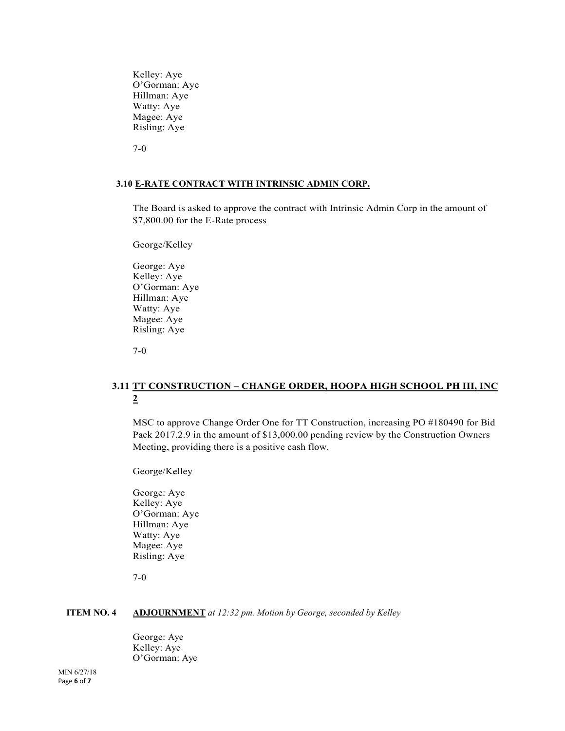Kelley: Aye
O'Gorman: Aye
Hillman: Aye
Watty: Aye
Magee: Aye
Risling: Aye

7-0

### 3.10 E-RATE CONTRACT WITH INTRINSIC ADMIN CORP.

The Board is asked to approve the contract with Intrinsic Admin Corp in the amount of $7,800.00 for the E-Rate process

George/Kelley

George: Aye
Kelley: Aye
O'Gorman: Aye
Hillman: Aye
Watty: Aye
Magee: Aye
Risling: Aye

7-0

### 3.11 TT CONSTRUCTION – CHANGE ORDER, HOOPA HIGH SCHOOL PH III, INC 2

MSC to approve Change Order One for TT Construction, increasing PO #180490 for Bid Pack 2017.2.9 in the amount of $13,000.00 pending review by the Construction Owners Meeting, providing there is a positive cash flow.

George/Kelley

George: Aye
Kelley: Aye
O'Gorman: Aye
Hillman: Aye
Watty: Aye
Magee: Aye
Risling: Aye

7-0

## ITEM NO. 4 ADJOURNMENT *at 12:32 pm. Motion by George, seconded by Kelley*

George: Aye
Kelley: Aye
O'Gorman: Aye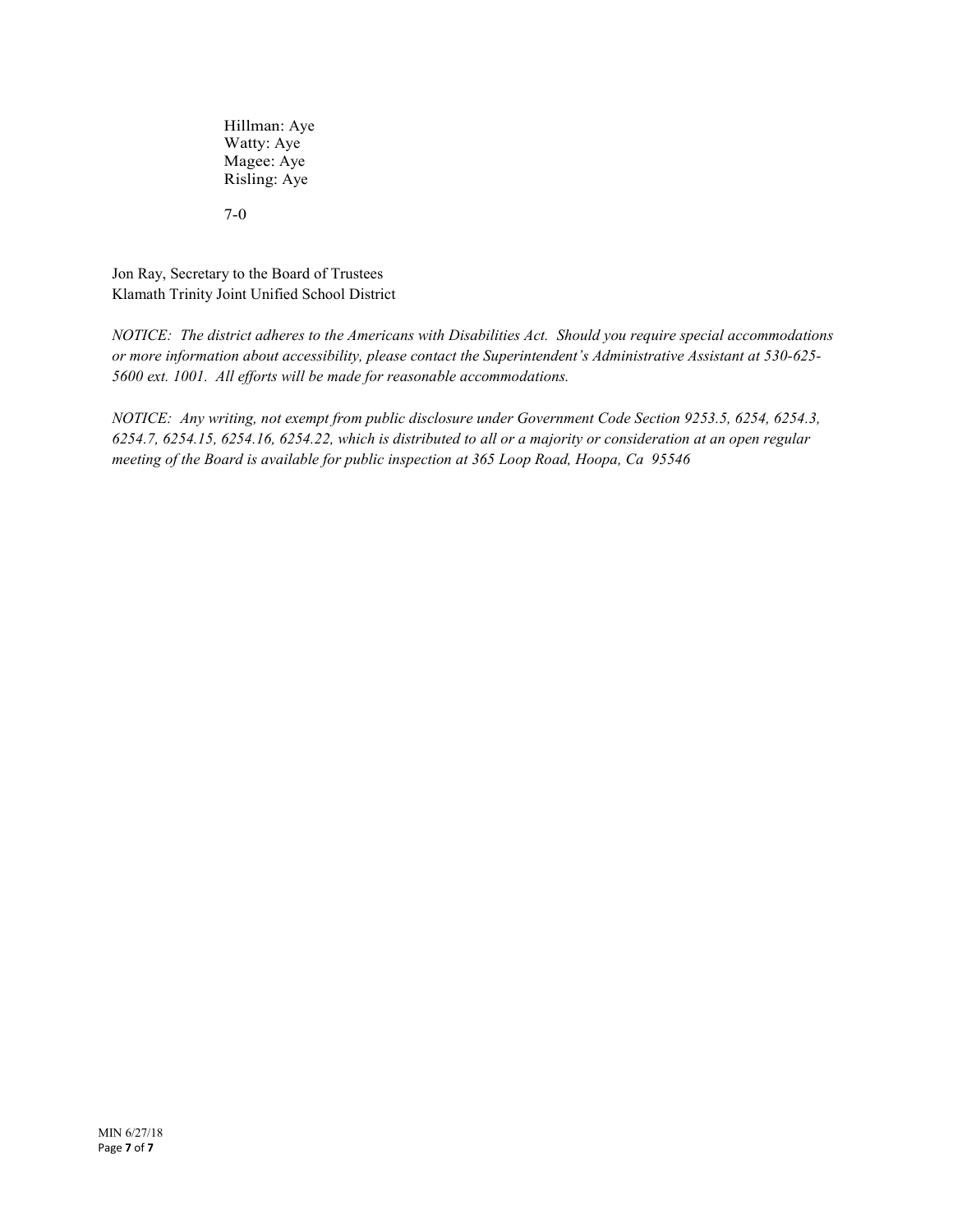Hillman: Aye
Watty: Aye
Magee: Aye
Risling: Aye

7-0

Jon Ray, Secretary to the Board of Trustees
Klamath Trinity Joint Unified School District

*NOTICE: The district adheres to the Americans with Disabilities Act. Should you require special accommodations or more information about accessibility, please contact the Superintendent's Administrative Assistant at 530-625-5600 ext. 1001. All efforts will be made for reasonable accommodations.*

*NOTICE: Any writing, not exempt from public disclosure under Government Code Section 9253.5, 6254, 6254.3, 6254.7, 6254.15, 6254.16, 6254.22, which is distributed to all or a majority or consideration at an open regular meeting of the Board is available for public inspection at 365 Loop Road, Hoopa, Ca 95546*